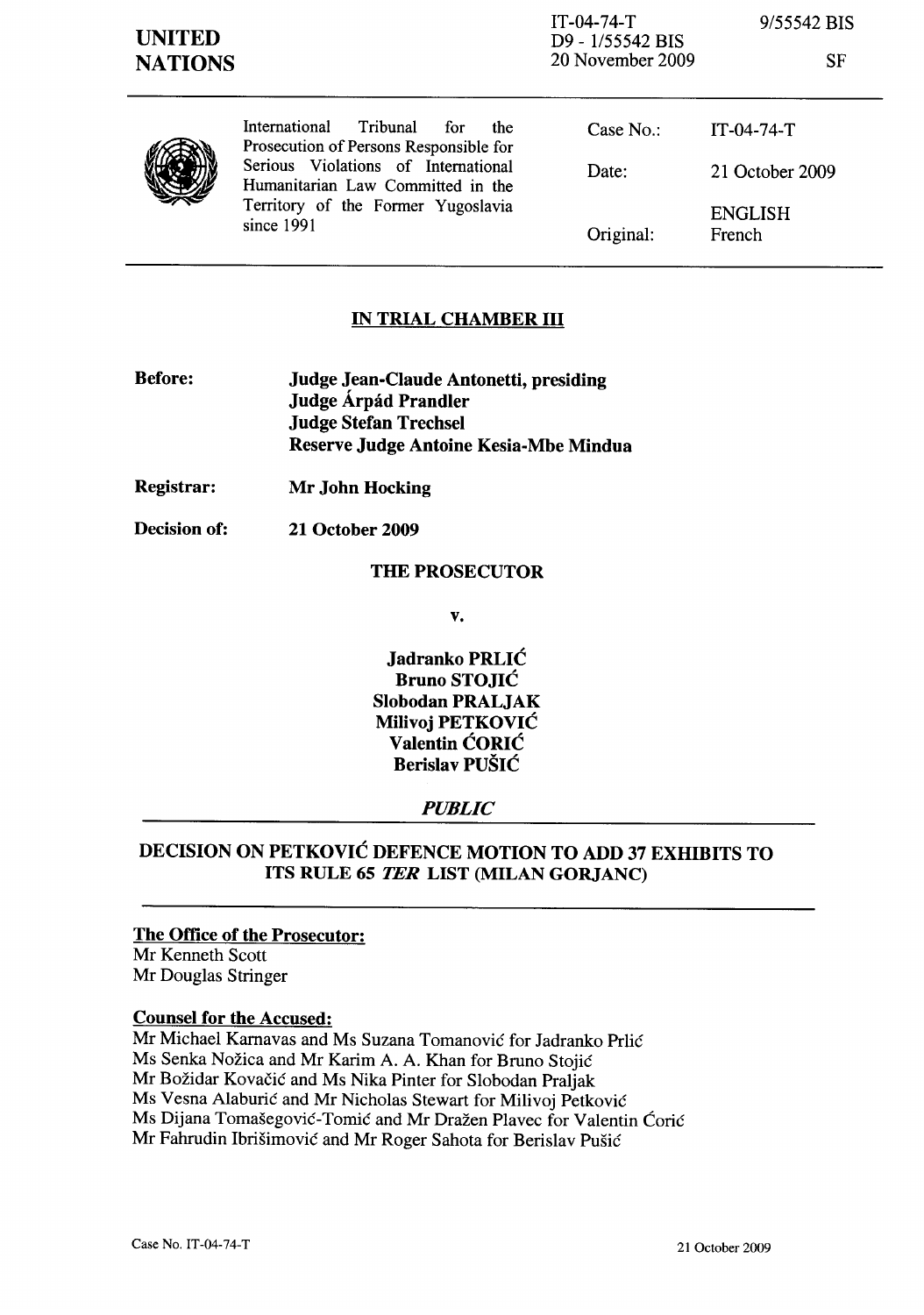UNITED NATIONS

IT-04-74-T
D9 - 1/55542 BIS
20 November 2009

9/55542 BIS

SF

| International Tribunal for the Prosecution of Persons Responsible for Serious Violations of International Humanitarian Law Committed in the Territory of the Former Yugoslavia since 1991 | Case No.: | IT-04-74-T |
|---|---|---|
| | Date: | 21 October 2009 |
| | Original: | ENGLISH French |

## IN TRIAL CHAMBER III

**Before:** **Judge Jean-Claude Antonetti, presiding**
**Judge Árpád Prandler**
**Judge Stefan Trechsel**
**Reserve Judge Antoine Kesia-Mbe Mindua**

**Registrar:** **Mr John Hocking**

**Decision of:** **21 October 2009**

**THE PROSECUTOR**

**v.**

**Jadranko PRLIĆ**
**Bruno STOJIĆ**
**Slobodan PRALJAK**
**Milivoj PETKOVIĆ**
**Valentin ĆORIĆ**
**Berislav PUŠIĆ**

***PUBLIC***

## DECISION ON PETKOVIĆ DEFENCE MOTION TO ADD 37 EXHIBITS TO ITS RULE 65 *TER* LIST (MILAN GORJANC)

**The Office of the Prosecutor:**
Mr Kenneth Scott
Mr Douglas Stringer

**Counsel for the Accused:**
Mr Michael Karnavas and Ms Suzana Tomanović for Jadranko Prlić
Ms Senka Nožica and Mr Karim A. A. Khan for Bruno Stojić
Mr Božidar Kovačić and Ms Nika Pinter for Slobodan Praljak
Ms Vesna Alaburić and Mr Nicholas Stewart for Milivoj Petković
Ms Dijana Tomašegović-Tomić and Mr Dražen Plavec for Valentin Ćorić
Mr Fahrudin Ibrišimović and Mr Roger Sahota for Berislav Pušić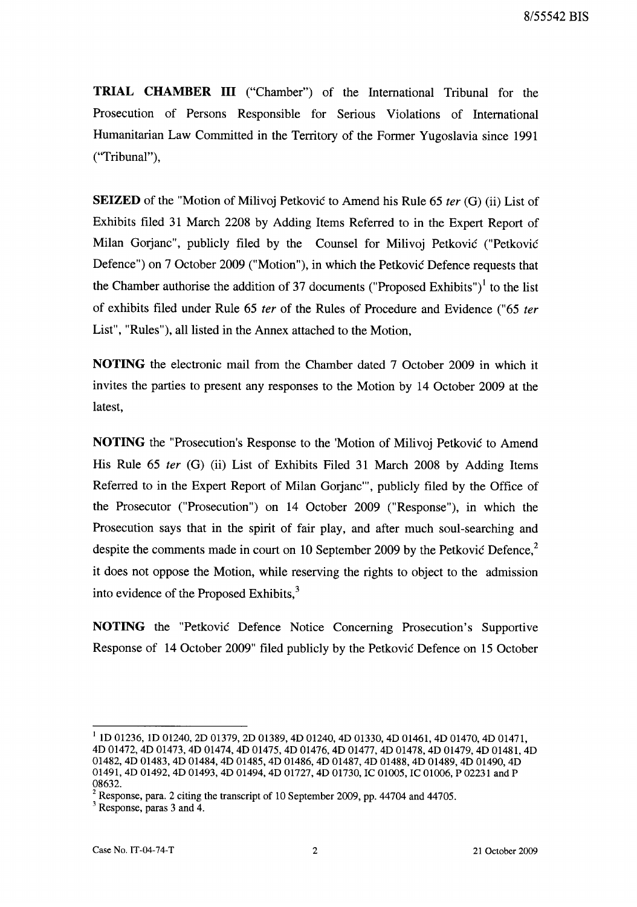**TRIAL CHAMBER III** ("Chamber") of the International Tribunal for the Prosecution of Persons Responsible for Serious Violations of International Humanitarian Law Committed in the Territory of the Former Yugoslavia since 1991 ("Tribunal"),

**SEIZED** of the "Motion of Milivoj Petković to Amend his Rule 65 *ter* (G) (ii) List of Exhibits filed 31 March 2208 by Adding Items Referred to in the Expert Report of Milan Gorjanc", publicly filed by the Counsel for Milivoj Petković ("Petković Defence") on 7 October 2009 ("Motion"), in which the Petković Defence requests that the Chamber authorise the addition of 37 documents ("Proposed Exhibits")[1] to the list of exhibits filed under Rule 65 *ter* of the Rules of Procedure and Evidence ("65 *ter* List", "Rules"), all listed in the Annex attached to the Motion,

**NOTING** the electronic mail from the Chamber dated 7 October 2009 in which it invites the parties to present any responses to the Motion by 14 October 2009 at the latest,

**NOTING** the "Prosecution's Response to the 'Motion of Milivoj Petković to Amend His Rule 65 *ter* (G) (ii) List of Exhibits Filed 31 March 2008 by Adding Items Referred to in the Expert Report of Milan Gorjanc'", publicly filed by the Office of the Prosecutor ("Prosecution") on 14 October 2009 ("Response"), in which the Prosecution says that in the spirit of fair play, and after much soul-searching and despite the comments made in court on 10 September 2009 by the Petković Defence,[2] it does not oppose the Motion, while reserving the rights to object to the admission into evidence of the Proposed Exhibits,[3]

**NOTING** the "Petković Defence Notice Concerning Prosecution's Supportive Response of 14 October 2009" filed publicly by the Petković Defence on 15 October

---

[1] 1D 01236, 1D 01240, 2D 01379, 2D 01389, 4D 01240, 4D 01330, 4D 01461, 4D 01470, 4D 01471, 4D 01472, 4D 01473, 4D 01474, 4D 01475, 4D 01476, 4D 01477, 4D 01478, 4D 01479, 4D 01481, 4D 01482, 4D 01483, 4D 01484, 4D 01485, 4D 01486, 4D 01487, 4D 01488, 4D 01489, 4D 01490, 4D 01491, 4D 01492, 4D 01493, 4D 01494, 4D 01727, 4D 01730, IC 01005, IC 01006, P 02231 and P 08632.

[2] Response, para. 2 citing the transcript of 10 September 2009, pp. 44704 and 44705.

[3] Response, paras 3 and 4.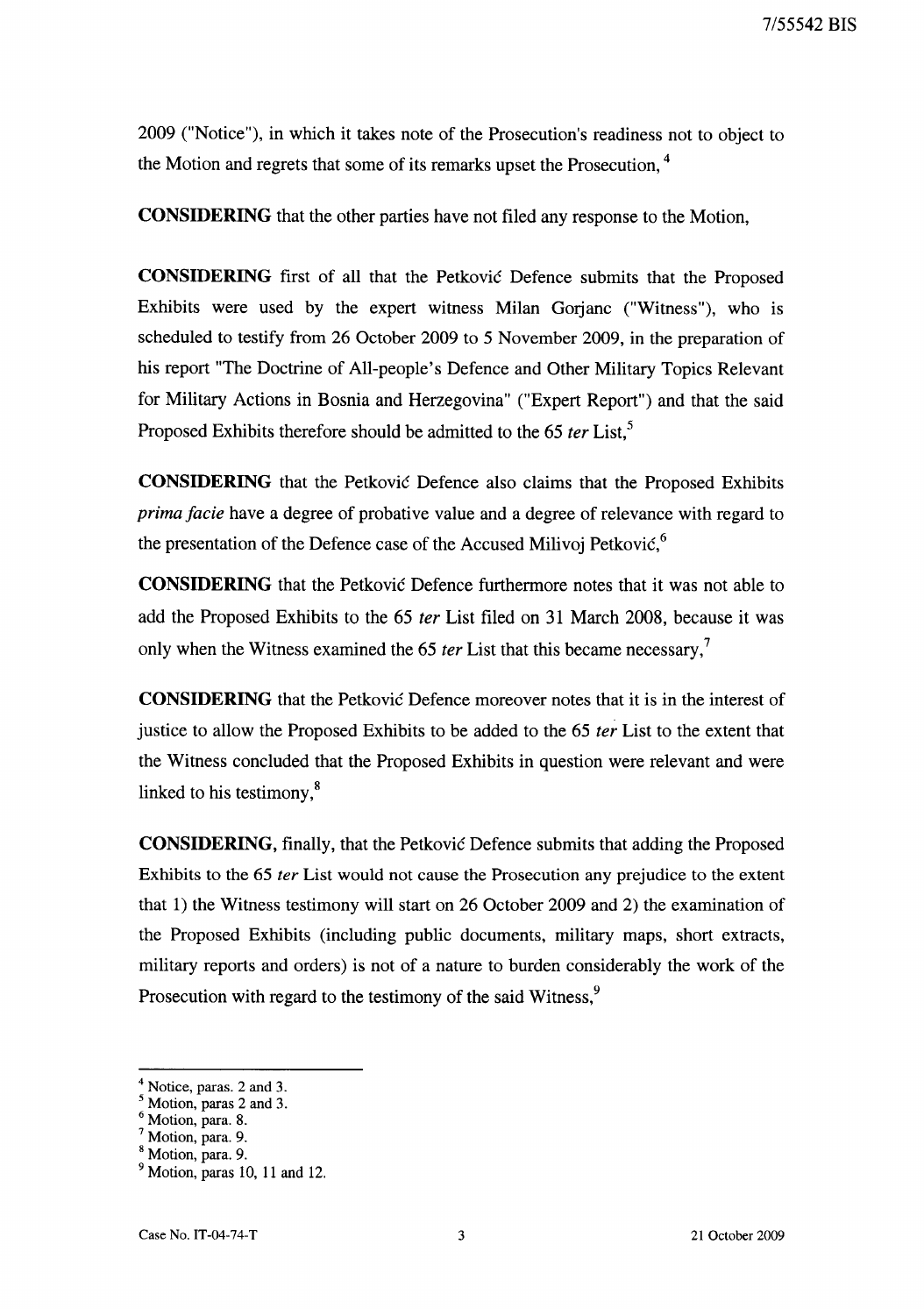2009 ("Notice"), in which it takes note of the Prosecution's readiness not to object to the Motion and regrets that some of its remarks upset the Prosecution, [4]

**CONSIDERING** that the other parties have not filed any response to the Motion,

**CONSIDERING** first of all that the Petković Defence submits that the Proposed Exhibits were used by the expert witness Milan Gorjanc ("Witness"), who is scheduled to testify from 26 October 2009 to 5 November 2009, in the preparation of his report "The Doctrine of All-people's Defence and Other Military Topics Relevant for Military Actions in Bosnia and Herzegovina" ("Expert Report") and that the said Proposed Exhibits therefore should be admitted to the 65 *ter* List,[5]

**CONSIDERING** that the Petković Defence also claims that the Proposed Exhibits *prima facie* have a degree of probative value and a degree of relevance with regard to the presentation of the Defence case of the Accused Milivoj Petković,[6]

**CONSIDERING** that the Petković Defence furthermore notes that it was not able to add the Proposed Exhibits to the 65 *ter* List filed on 31 March 2008, because it was only when the Witness examined the 65 *ter* List that this became necessary,[7]

**CONSIDERING** that the Petković Defence moreover notes that it is in the interest of justice to allow the Proposed Exhibits to be added to the 65 *ter* List to the extent that the Witness concluded that the Proposed Exhibits in question were relevant and were linked to his testimony,[8]

**CONSIDERING,** finally, that the Petković Defence submits that adding the Proposed Exhibits to the 65 *ter* List would not cause the Prosecution any prejudice to the extent that 1) the Witness testimony will start on 26 October 2009 and 2) the examination of the Proposed Exhibits (including public documents, military maps, short extracts, military reports and orders) is not of a nature to burden considerably the work of the Prosecution with regard to the testimony of the said Witness,[9]

---

[4] Notice, paras. 2 and 3.
[5] Motion, paras 2 and 3.
[6] Motion, para. 8.
[7] Motion, para. 9.
[8] Motion, para. 9.
[9] Motion, paras 10, 11 and 12.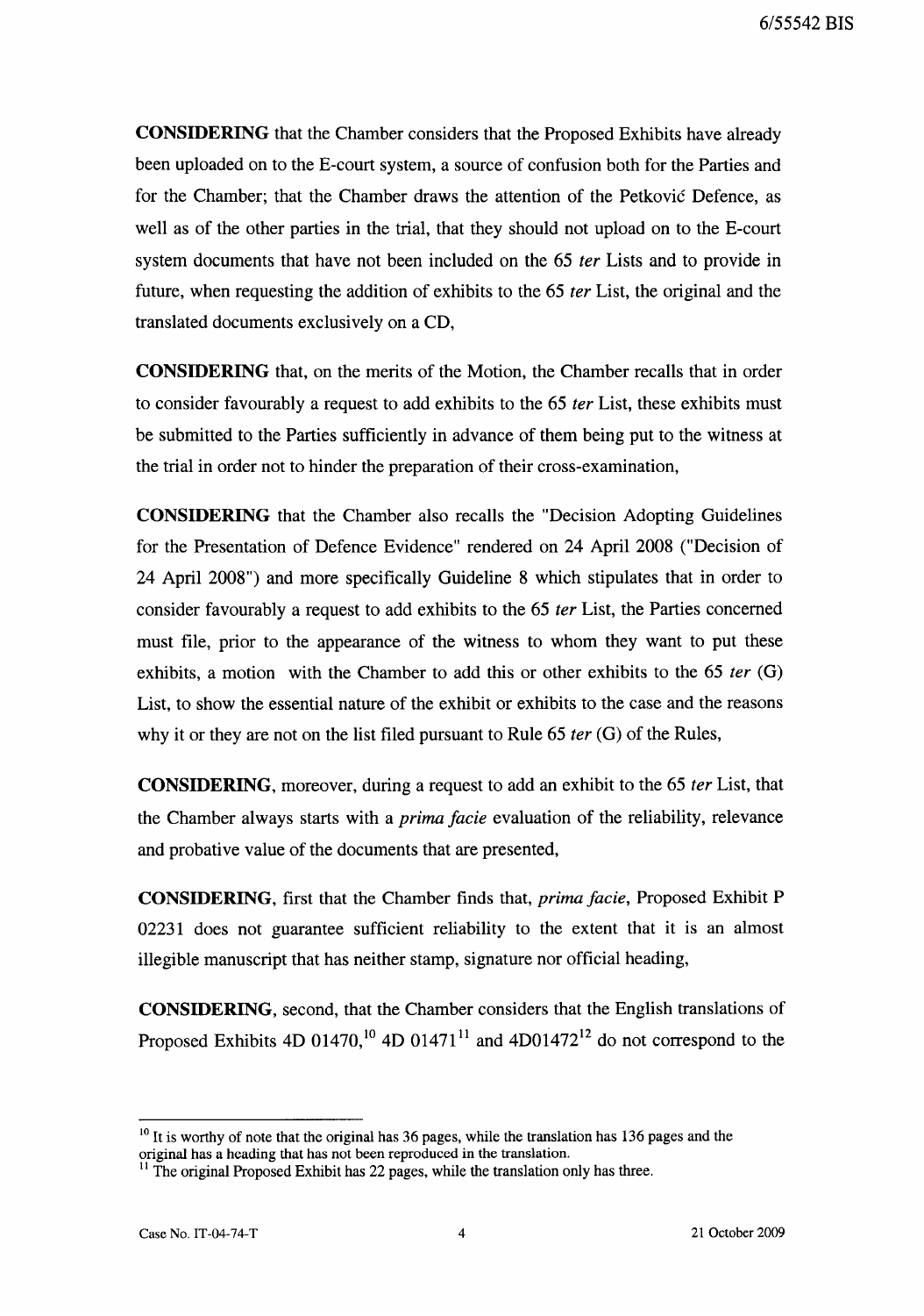**CONSIDERING** that the Chamber considers that the Proposed Exhibits have already been uploaded on to the E-court system, a source of confusion both for the Parties and for the Chamber; that the Chamber draws the attention of the Petković Defence, as well as of the other parties in the trial, that they should not upload on to the E-court system documents that have not been included on the 65 *ter* Lists and to provide in future, when requesting the addition of exhibits to the 65 *ter* List, the original and the translated documents exclusively on a CD,

**CONSIDERING** that, on the merits of the Motion, the Chamber recalls that in order to consider favourably a request to add exhibits to the 65 *ter* List, these exhibits must be submitted to the Parties sufficiently in advance of them being put to the witness at the trial in order not to hinder the preparation of their cross-examination,

**CONSIDERING** that the Chamber also recalls the "Decision Adopting Guidelines for the Presentation of Defence Evidence" rendered on 24 April 2008 ("Decision of 24 April 2008") and more specifically Guideline 8 which stipulates that in order to consider favourably a request to add exhibits to the 65 *ter* List, the Parties concerned must file, prior to the appearance of the witness to whom they want to put these exhibits, a motion with the Chamber to add this or other exhibits to the 65 *ter* (G) List, to show the essential nature of the exhibit or exhibits to the case and the reasons why it or they are not on the list filed pursuant to Rule 65 *ter* (G) of the Rules,

**CONSIDERING**, moreover, during a request to add an exhibit to the 65 *ter* List, that the Chamber always starts with a *prima facie* evaluation of the reliability, relevance and probative value of the documents that are presented,

**CONSIDERING**, first that the Chamber finds that, *prima facie*, Proposed Exhibit P 02231 does not guarantee sufficient reliability to the extent that it is an almost illegible manuscript that has neither stamp, signature nor official heading,

**CONSIDERING**, second, that the Chamber considers that the English translations of Proposed Exhibits 4D 01470,[10] 4D 01471[11] and 4D01472[12] do not correspond to the

---

[10] It is worthy of note that the original has 36 pages, while the translation has 136 pages and the original has a heading that has not been reproduced in the translation.

[11] The original Proposed Exhibit has 22 pages, while the translation only has three.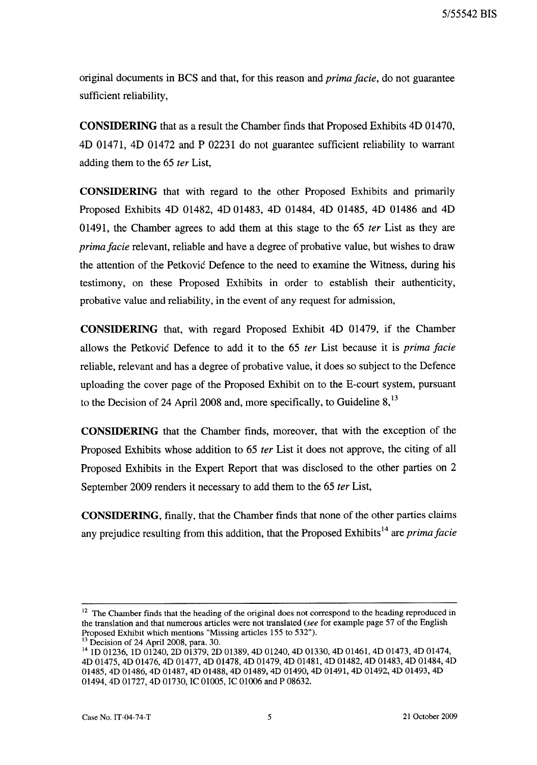original documents in BCS and that, for this reason and *prima facie*, do not guarantee sufficient reliability,

**CONSIDERING** that as a result the Chamber finds that Proposed Exhibits 4D 01470, 4D 01471, 4D 01472 and P 02231 do not guarantee sufficient reliability to warrant adding them to the 65 *ter* List,

**CONSIDERING** that with regard to the other Proposed Exhibits and primarily Proposed Exhibits 4D 01482, 4D 01483, 4D 01484, 4D 01485, 4D 01486 and 4D 01491, the Chamber agrees to add them at this stage to the 65 *ter* List as they are *prima facie* relevant, reliable and have a degree of probative value, but wishes to draw the attention of the Petković Defence to the need to examine the Witness, during his testimony, on these Proposed Exhibits in order to establish their authenticity, probative value and reliability, in the event of any request for admission,

**CONSIDERING** that, with regard Proposed Exhibit 4D 01479, if the Chamber allows the Petković Defence to add it to the 65 *ter* List because it is *prima facie* reliable, relevant and has a degree of probative value, it does so subject to the Defence uploading the cover page of the Proposed Exhibit on to the E-court system, pursuant to the Decision of 24 April 2008 and, more specifically, to Guideline 8,[13]

**CONSIDERING** that the Chamber finds, moreover, that with the exception of the Proposed Exhibits whose addition to 65 *ter* List it does not approve, the citing of all Proposed Exhibits in the Expert Report that was disclosed to the other parties on 2 September 2009 renders it necessary to add them to the 65 *ter* List,

**CONSIDERING**, finally, that the Chamber finds that none of the other parties claims any prejudice resulting from this addition, that the Proposed Exhibits[14] are *prima facie*

---

[12] The Chamber finds that the heading of the original does not correspond to the heading reproduced in the translation and that numerous articles were not translated (*see* for example page 57 of the English Proposed Exhibit which mentions "Missing articles 155 to 532").

[13] Decision of 24 April 2008, para. 30.

[14] 1D 01236, 1D 01240, 2D 01379, 2D 01389, 4D 01240, 4D 01330, 4D 01461, 4D 01473, 4D 01474, 4D 01475, 4D 01476, 4D 01477, 4D 01478, 4D 01479, 4D 01481, 4D 01482, 4D 01483, 4D 01484, 4D 01485, 4D 01486, 4D 01487, 4D 01488, 4D 01489, 4D 01490, 4D 01491, 4D 01492, 4D 01493, 4D 01494, 4D 01727, 4D 01730, IC 01005, IC 01006 and P 08632.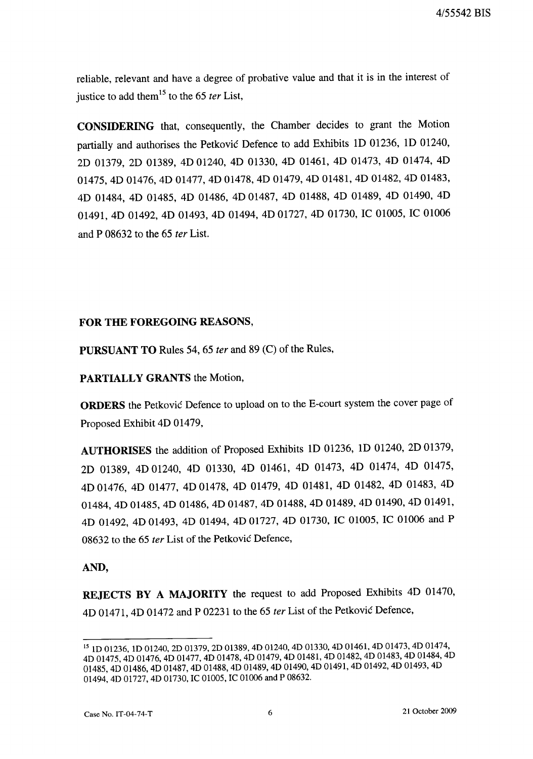reliable, relevant and have a degree of probative value and that it is in the interest of justice to add them[15] to the 65 *ter* List,

**CONSIDERING** that, consequently, the Chamber decides to grant the Motion partially and authorises the Petković Defence to add Exhibits 1D 01236, 1D 01240, 2D 01379, 2D 01389, 4D 01240, 4D 01330, 4D 01461, 4D 01473, 4D 01474, 4D 01475, 4D 01476, 4D 01477, 4D 01478, 4D 01479, 4D 01481, 4D 01482, 4D 01483, 4D 01484, 4D 01485, 4D 01486, 4D 01487, 4D 01488, 4D 01489, 4D 01490, 4D 01491, 4D 01492, 4D 01493, 4D 01494, 4D 01727, 4D 01730, IC 01005, IC 01006 and P 08632 to the 65 *ter* List.

**FOR THE FOREGOING REASONS,**

**PURSUANT TO** Rules 54, 65 *ter* and 89 (C) of the Rules,

**PARTIALLY GRANTS** the Motion,

**ORDERS** the Petković Defence to upload on to the E-court system the cover page of Proposed Exhibit 4D 01479,

**AUTHORISES** the addition of Proposed Exhibits 1D 01236, 1D 01240, 2D 01379, 2D 01389, 4D 01240, 4D 01330, 4D 01461, 4D 01473, 4D 01474, 4D 01475, 4D 01476, 4D 01477, 4D 01478, 4D 01479, 4D 01481, 4D 01482, 4D 01483, 4D 01484, 4D 01485, 4D 01486, 4D 01487, 4D 01488, 4D 01489, 4D 01490, 4D 01491, 4D 01492, 4D 01493, 4D 01494, 4D 01727, 4D 01730, IC 01005, IC 01006 and P 08632 to the 65 *ter* List of the Petković Defence,

**AND,**

**REJECTS BY A MAJORITY** the request to add Proposed Exhibits 4D 01470, 4D 01471, 4D 01472 and P 02231 to the 65 *ter* List of the Petković Defence,

---

[15] 1D 01236, 1D 01240, 2D 01379, 2D 01389, 4D 01240, 4D 01330, 4D 01461, 4D 01473, 4D 01474, 4D 01475, 4D 01476, 4D 01477, 4D 01478, 4D 01479, 4D 01481, 4D 01482, 4D 01483, 4D 01484, 4D 01485, 4D 01486, 4D 01487, 4D 01488, 4D 01489, 4D 01490, 4D 01491, 4D 01492, 4D 01493, 4D 01494, 4D 01727, 4D 01730, IC 01005, IC 01006 and P 08632.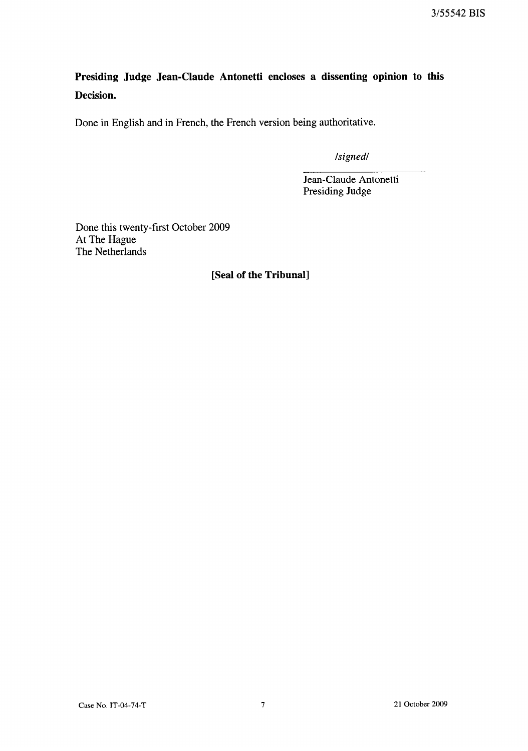**Presiding Judge Jean-Claude Antonetti encloses a dissenting opinion to this Decision.**

Done in English and in French, the French version being authoritative.

*/signed/*

Jean-Claude Antonetti
Presiding Judge

Done this twenty-first October 2009
At The Hague
The Netherlands

**[Seal of the Tribunal]**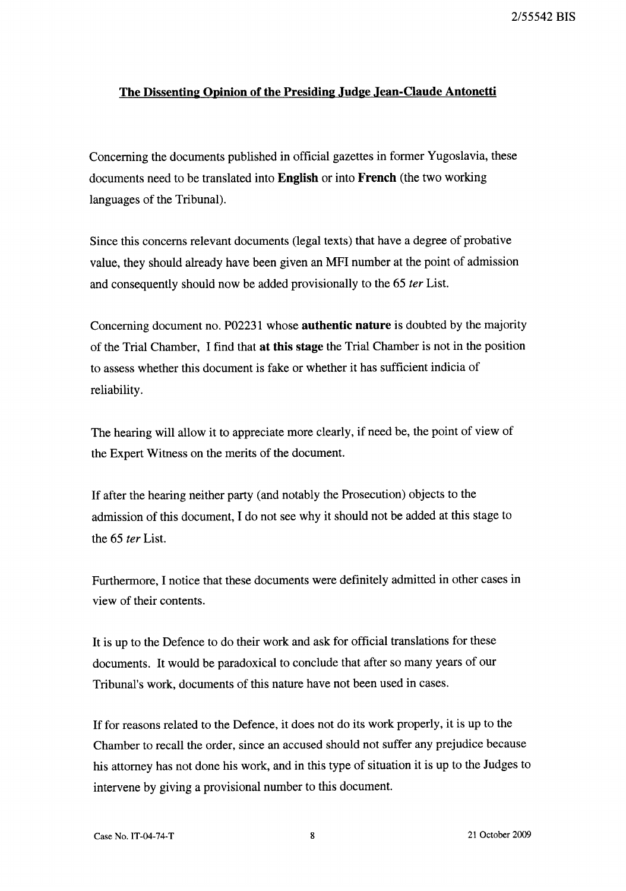## The Dissenting Opinion of the Presiding Judge Jean-Claude Antonetti

Concerning the documents published in official gazettes in former Yugoslavia, these documents need to be translated into **English** or into **French** (the two working languages of the Tribunal).

Since this concerns relevant documents (legal texts) that have a degree of probative value, they should already have been given an MFI number at the point of admission and consequently should now be added provisionally to the 65 *ter* List.

Concerning document no. P02231 whose **authentic nature** is doubted by the majority of the Trial Chamber, I find that **at this stage** the Trial Chamber is not in the position to assess whether this document is fake or whether it has sufficient indicia of reliability.

The hearing will allow it to appreciate more clearly, if need be, the point of view of the Expert Witness on the merits of the document.

If after the hearing neither party (and notably the Prosecution) objects to the admission of this document, I do not see why it should not be added at this stage to the 65 *ter* List.

Furthermore, I notice that these documents were definitely admitted in other cases in view of their contents.

It is up to the Defence to do their work and ask for official translations for these documents. It would be paradoxical to conclude that after so many years of our Tribunal's work, documents of this nature have not been used in cases.

If for reasons related to the Defence, it does not do its work properly, it is up to the Chamber to recall the order, since an accused should not suffer any prejudice because his attorney has not done his work, and in this type of situation it is up to the Judges to intervene by giving a provisional number to this document.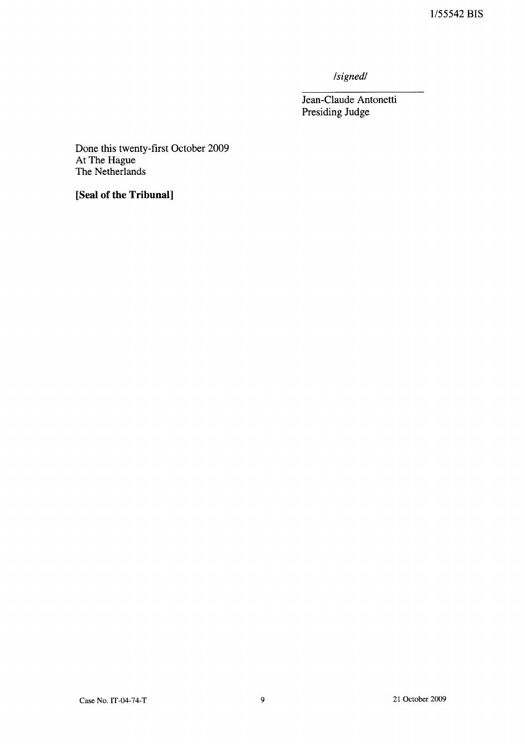*/signed/*

Jean-Claude Antonetti
Presiding Judge

Done this twenty-first October 2009
At The Hague
The Netherlands

**[Seal of the Tribunal]**